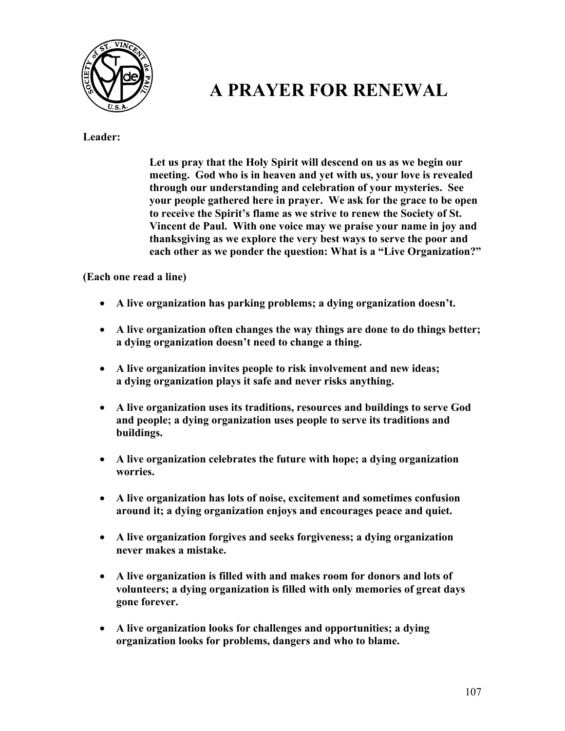# A PRAYER FOR RENEWAL

**Leader:**

**Let us pray that the Holy Spirit will descend on us as we begin our meeting. God who is in heaven and yet with us, your love is revealed through our understanding and celebration of your mysteries. See your people gathered here in prayer. We ask for the grace to be open to receive the Spirit's flame as we strive to renew the Society of St. Vincent de Paul. With one voice may we praise your name in joy and thanksgiving as we explore the very best ways to serve the poor and each other as we ponder the question: What is a "Live Organization?"**

**(Each one read a line)**

- **A live organization has parking problems; a dying organization doesn't.**
- **A live organization often changes the way things are done to do things better; a dying organization doesn't need to change a thing.**
- **A live organization invites people to risk involvement and new ideas; a dying organization plays it safe and never risks anything.**
- **A live organization uses its traditions, resources and buildings to serve God and people; a dying organization uses people to serve its traditions and buildings.**
- **A live organization celebrates the future with hope; a dying organization worries.**
- **A live organization has lots of noise, excitement and sometimes confusion around it; a dying organization enjoys and encourages peace and quiet.**
- **A live organization forgives and seeks forgiveness; a dying organization never makes a mistake.**
- **A live organization is filled with and makes room for donors and lots of volunteers; a dying organization is filled with only memories of great days gone forever.**
- **A live organization looks for challenges and opportunities; a dying organization looks for problems, dangers and who to blame.**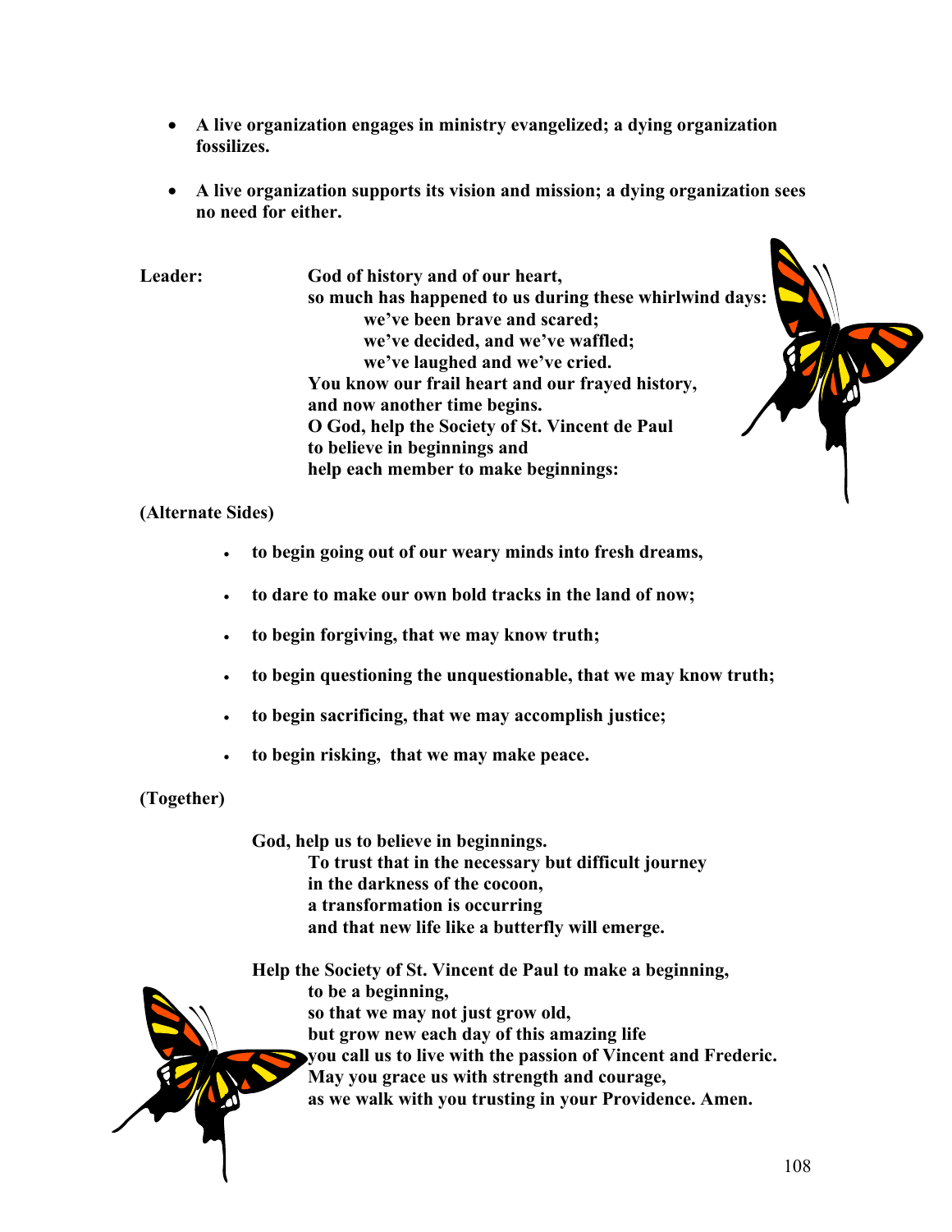- **A live organization engages in ministry evangelized; a dying organization fossilizes.**

- **A live organization supports its vision and mission; a dying organization sees no need for either.**

**Leader:**

**God of history and of our heart,**
**so much has happened to us during these whirlwind days:**
**we've been brave and scared;**
**we've decided, and we've waffled;**
**we've laughed and we've cried.**
**You know our frail heart and our frayed history,**
**and now another time begins.**
**O God, help the Society of St. Vincent de Paul**
**to believe in beginnings and**
**help each member to make beginnings:**

**(Alternate Sides)**

- **to begin going out of our weary minds into fresh dreams,**
- **to dare to make our own bold tracks in the land of now;**
- **to begin forgiving, that we may know truth;**
- **to begin questioning the unquestionable, that we may know truth;**
- **to begin sacrificing, that we may accomplish justice;**
- **to begin risking, that we may make peace.**

**(Together)**

**God, help us to believe in beginnings.**
**To trust that in the necessary but difficult journey**
**in the darkness of the cocoon,**
**a transformation is occurring**
**and that new life like a butterfly will emerge.**

**Help the Society of St. Vincent de Paul to make a beginning,**
**to be a beginning,**
**so that we may not just grow old,**
**but grow new each day of this amazing life**
**you call us to live with the passion of Vincent and Frederic.**
**May you grace us with strength and courage,**
**as we walk with you trusting in your Providence. Amen.**